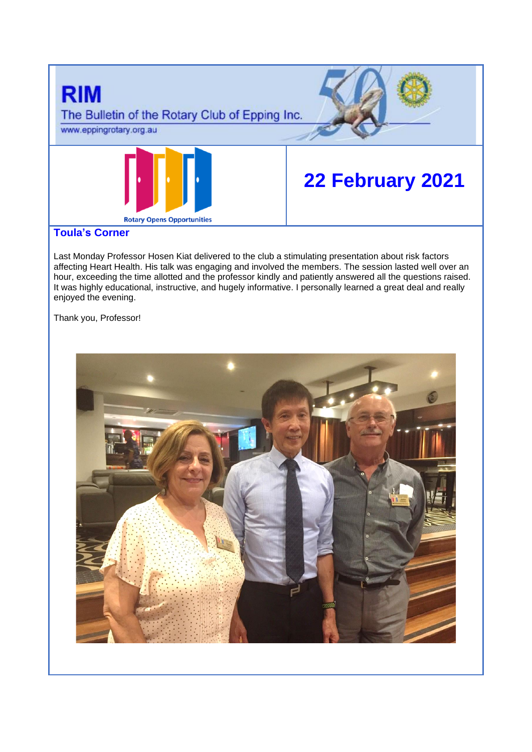# RIM

The Bulletin of the Rotary Club of Epping Inc.

www.eppingrotary.org.au

Rotary Opens Opportunities

## 22 February 2021

### Toula's Corner

Last Monday Professor Hosen Kiat delivered to the club a stimulating presentation about risk factors affecting Heart Health. His talk was engaging and involved the members. The session lasted well over an hour, exceeding the time allotted and the professor kindly and patiently answered all the questions raised. It was highly educational, instructive, and hugely informative. I personally learned a great deal and really enjoyed the evening.

Thank you, Professor!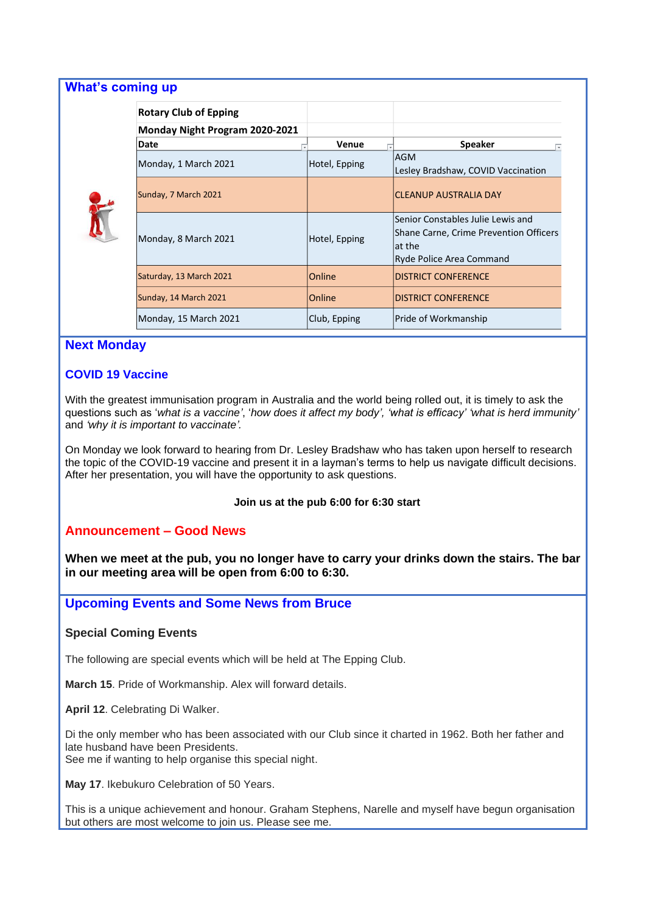## What's coming up

**Rotary Club of Epping**

**Monday Night Program 2020-2021**

| Date | Venue | Speaker |
|---|---|---|
| Monday, 1 March 2021 | Hotel, Epping | AGM<br>Lesley Bradshaw, COVID Vaccination |
| Sunday, 7 March 2021 | | CLEANUP AUSTRALIA DAY |
| Monday, 8 March 2021 | Hotel, Epping | Senior Constables Julie Lewis and Shane Carne, Crime Prevention Officers at the Ryde Police Area Command |
| Saturday, 13 March 2021 | Online | DISTRICT CONFERENCE |
| Sunday, 14 March 2021 | Online | DISTRICT CONFERENCE |
| Monday, 15 March 2021 | Club, Epping | Pride of Workmanship |

## Next Monday

### COVID 19 Vaccine

With the greatest immunisation program in Australia and the world being rolled out, it is timely to ask the questions such as '*what is a vaccine*', '*how does it affect my body*', '*what is efficacy*' '*what is herd immunity*' and '*why it is important to vaccinate'.*

On Monday we look forward to hearing from Dr. Lesley Bradshaw who has taken upon herself to research the topic of the COVID-19 vaccine and present it in a layman's terms to help us navigate difficult decisions. After her presentation, you will have the opportunity to ask questions.

**Join us at the pub 6:00 for 6:30 start**

## Announcement – Good News

**When we meet at the pub, you no longer have to carry your drinks down the stairs. The bar in our meeting area will be open from 6:00 to 6:30.**

## Upcoming Events and Some News from Bruce

### Special Coming Events

The following are special events which will be held at The Epping Club.

**March 15**. Pride of Workmanship. Alex will forward details.

**April 12**. Celebrating Di Walker.

Di the only member who has been associated with our Club since it charted in 1962. Both her father and late husband have been Presidents.
See me if wanting to help organise this special night.

**May 17**. Ikebukuro Celebration of 50 Years.

This is a unique achievement and honour. Graham Stephens, Narelle and myself have begun organisation but others are most welcome to join us. Please see me.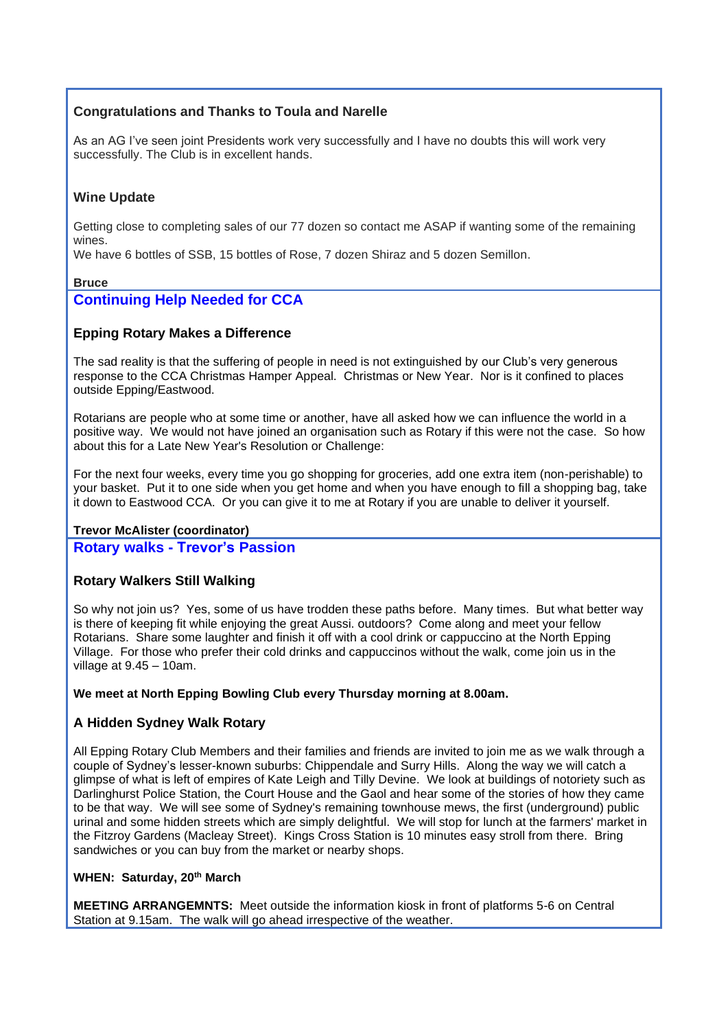### Congratulations and Thanks to Toula and Narelle

As an AG I've seen joint Presidents work very successfully and I have no doubts this will work very successfully. The Club is in excellent hands.

### Wine Update

Getting close to completing sales of our 77 dozen so contact me ASAP if wanting some of the remaining wines.
We have 6 bottles of SSB, 15 bottles of Rose, 7 dozen Shiraz and 5 dozen Semillon.

**Bruce**

## Continuing Help Needed for CCA

### Epping Rotary Makes a Difference

The sad reality is that the suffering of people in need is not extinguished by our Club's very generous response to the CCA Christmas Hamper Appeal. Christmas or New Year. Nor is it confined to places outside Epping/Eastwood.

Rotarians are people who at some time or another, have all asked how we can influence the world in a positive way. We would not have joined an organisation such as Rotary if this were not the case. So how about this for a Late New Year's Resolution or Challenge:

For the next four weeks, every time you go shopping for groceries, add one extra item (non-perishable) to your basket. Put it to one side when you get home and when you have enough to fill a shopping bag, take it down to Eastwood CCA. Or you can give it to me at Rotary if you are unable to deliver it yourself.

**Trevor McAlister (coordinator)**

## Rotary walks - Trevor's Passion

### Rotary Walkers Still Walking

So why not join us? Yes, some of us have trodden these paths before. Many times. But what better way is there of keeping fit while enjoying the great Aussi. outdoors? Come along and meet your fellow Rotarians. Share some laughter and finish it off with a cool drink or cappuccino at the North Epping Village. For those who prefer their cold drinks and cappuccinos without the walk, come join us in the village at 9.45 – 10am.

**We meet at North Epping Bowling Club every Thursday morning at 8.00am.**

### A Hidden Sydney Walk Rotary

All Epping Rotary Club Members and their families and friends are invited to join me as we walk through a couple of Sydney's lesser-known suburbs: Chippendale and Surry Hills. Along the way we will catch a glimpse of what is left of empires of Kate Leigh and Tilly Devine. We look at buildings of notoriety such as Darlinghurst Police Station, the Court House and the Gaol and hear some of the stories of how they came to be that way. We will see some of Sydney's remaining townhouse mews, the first (underground) public urinal and some hidden streets which are simply delightful. We will stop for lunch at the farmers' market in the Fitzroy Gardens (Macleay Street). Kings Cross Station is 10 minutes easy stroll from there. Bring sandwiches or you can buy from the market or nearby shops.

**WHEN: Saturday, 20th March**

**MEETING ARRANGEMNTS:** Meet outside the information kiosk in front of platforms 5-6 on Central Station at 9.15am. The walk will go ahead irrespective of the weather.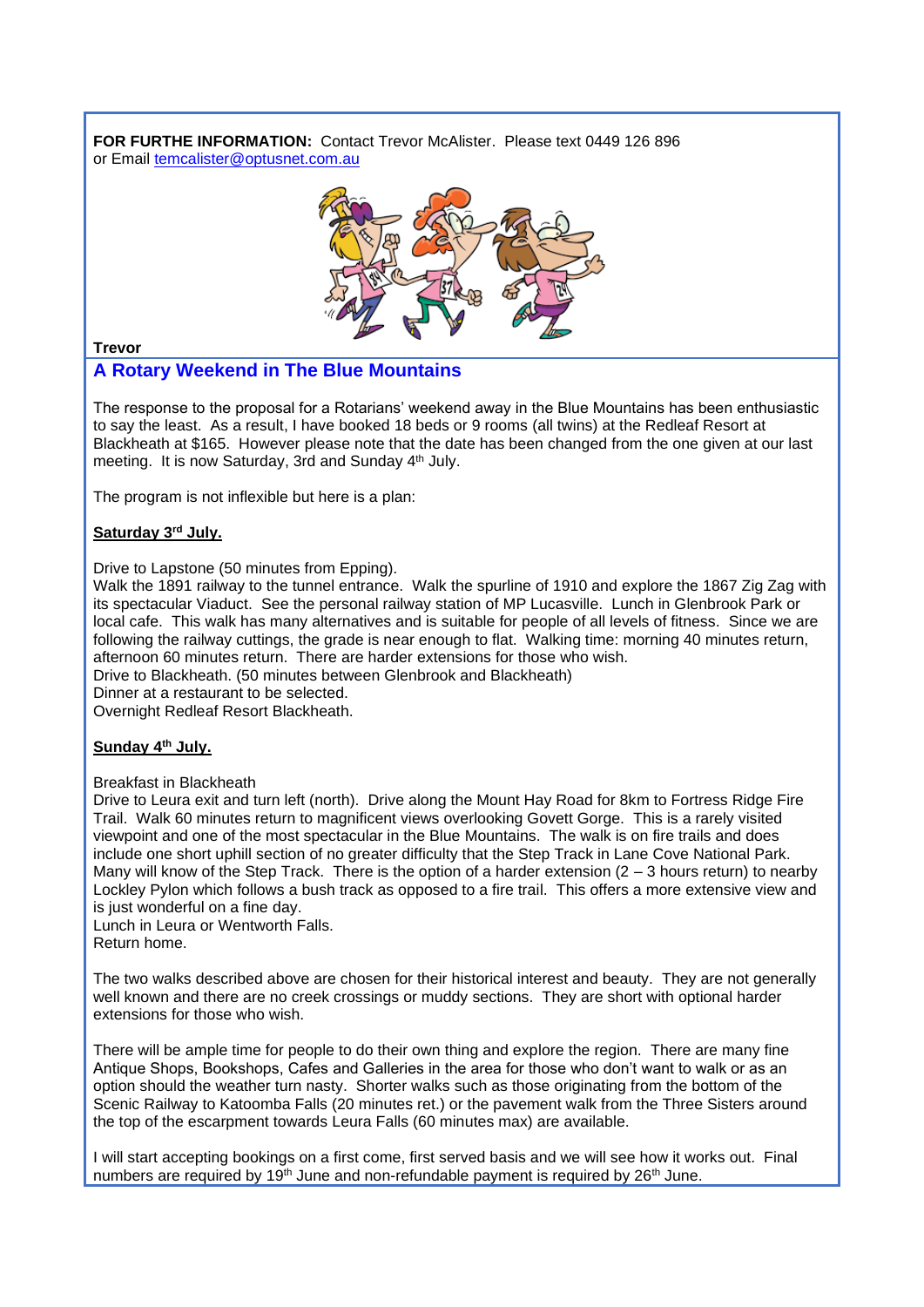**FOR FURTHE INFORMATION:** Contact Trevor McAlister. Please text 0449 126 896 or Email temcalister@optusnet.com.au

**Trevor**

## A Rotary Weekend in The Blue Mountains

The response to the proposal for a Rotarians' weekend away in the Blue Mountains has been enthusiastic to say the least. As a result, I have booked 18 beds or 9 rooms (all twins) at the Redleaf Resort at Blackheath at $165. However please note that the date has been changed from the one given at our last meeting. It is now Saturday, 3rd and Sunday 4th July.

The program is not inflexible but here is a plan:

**Saturday 3rd July.**

Drive to Lapstone (50 minutes from Epping).
Walk the 1891 railway to the tunnel entrance. Walk the spurline of 1910 and explore the 1867 Zig Zag with its spectacular Viaduct. See the personal railway station of MP Lucasville. Lunch in Glenbrook Park or local cafe. This walk has many alternatives and is suitable for people of all levels of fitness. Since we are following the railway cuttings, the grade is near enough to flat. Walking time: morning 40 minutes return, afternoon 60 minutes return. There are harder extensions for those who wish.
Drive to Blackheath. (50 minutes between Glenbrook and Blackheath)
Dinner at a restaurant to be selected.
Overnight Redleaf Resort Blackheath.

**Sunday 4th July.**

Breakfast in Blackheath
Drive to Leura exit and turn left (north). Drive along the Mount Hay Road for 8km to Fortress Ridge Fire Trail. Walk 60 minutes return to magnificent views overlooking Govett Gorge. This is a rarely visited viewpoint and one of the most spectacular in the Blue Mountains. The walk is on fire trails and does include one short uphill section of no greater difficulty that the Step Track in Lane Cove National Park. Many will know of the Step Track. There is the option of a harder extension (2 – 3 hours return) to nearby Lockley Pylon which follows a bush track as opposed to a fire trail. This offers a more extensive view and is just wonderful on a fine day.
Lunch in Leura or Wentworth Falls.
Return home.

The two walks described above are chosen for their historical interest and beauty. They are not generally well known and there are no creek crossings or muddy sections. They are short with optional harder extensions for those who wish.

There will be ample time for people to do their own thing and explore the region. There are many fine Antique Shops, Bookshops, Cafes and Galleries in the area for those who don't want to walk or as an option should the weather turn nasty. Shorter walks such as those originating from the bottom of the Scenic Railway to Katoomba Falls (20 minutes ret.) or the pavement walk from the Three Sisters around the top of the escarpment towards Leura Falls (60 minutes max) are available.

I will start accepting bookings on a first come, first served basis and we will see how it works out. Final numbers are required by 19th June and non-refundable payment is required by 26th June.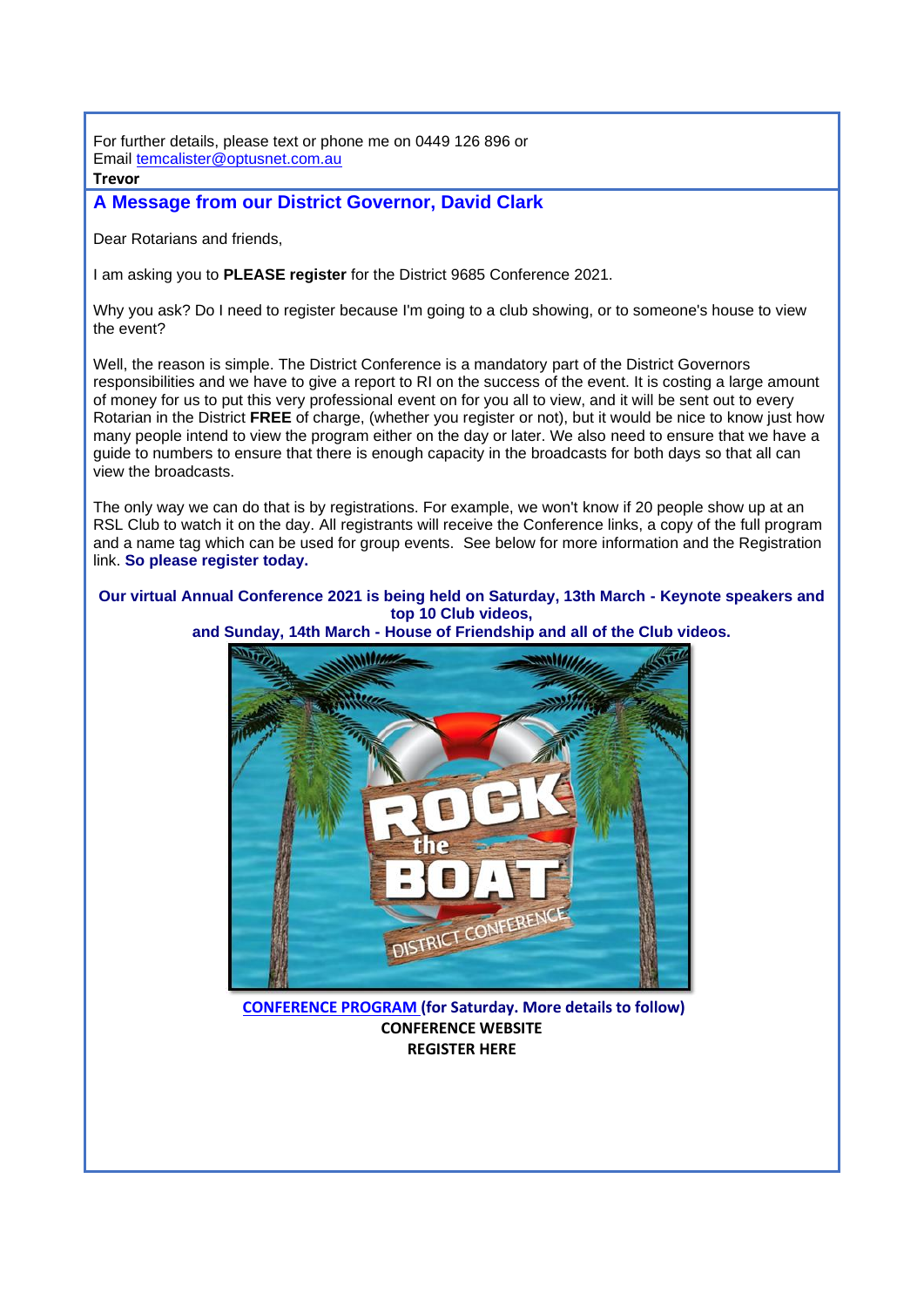For further details, please text or phone me on 0449 126 896 or
Email temcalister@optusnet.com.au
**Trevor**

## A Message from our District Governor, David Clark

Dear Rotarians and friends,

I am asking you to **PLEASE register** for the District 9685 Conference 2021.

Why you ask? Do I need to register because I'm going to a club showing, or to someone's house to view the event?

Well, the reason is simple. The District Conference is a mandatory part of the District Governors responsibilities and we have to give a report to RI on the success of the event. It is costing a large amount of money for us to put this very professional event on for you all to view, and it will be sent out to every Rotarian in the District **FREE** of charge, (whether you register or not), but it would be nice to know just how many people intend to view the program either on the day or later. We also need to ensure that we have a guide to numbers to ensure that there is enough capacity in the broadcasts for both days so that all can view the broadcasts.

The only way we can do that is by registrations. For example, we won't know if 20 people show up at an RSL Club to watch it on the day. All registrants will receive the Conference links, a copy of the full program and a name tag which can be used for group events. See below for more information and the Registration link. **So please register today.**

**Our virtual Annual Conference 2021 is being held on Saturday, 13th March - Keynote speakers and top 10 Club videos, and Sunday, 14th March - House of Friendship and all of the Club videos.**

**CONFERENCE PROGRAM (for Saturday. More details to follow)**
**CONFERENCE WEBSITE**
**REGISTER HERE**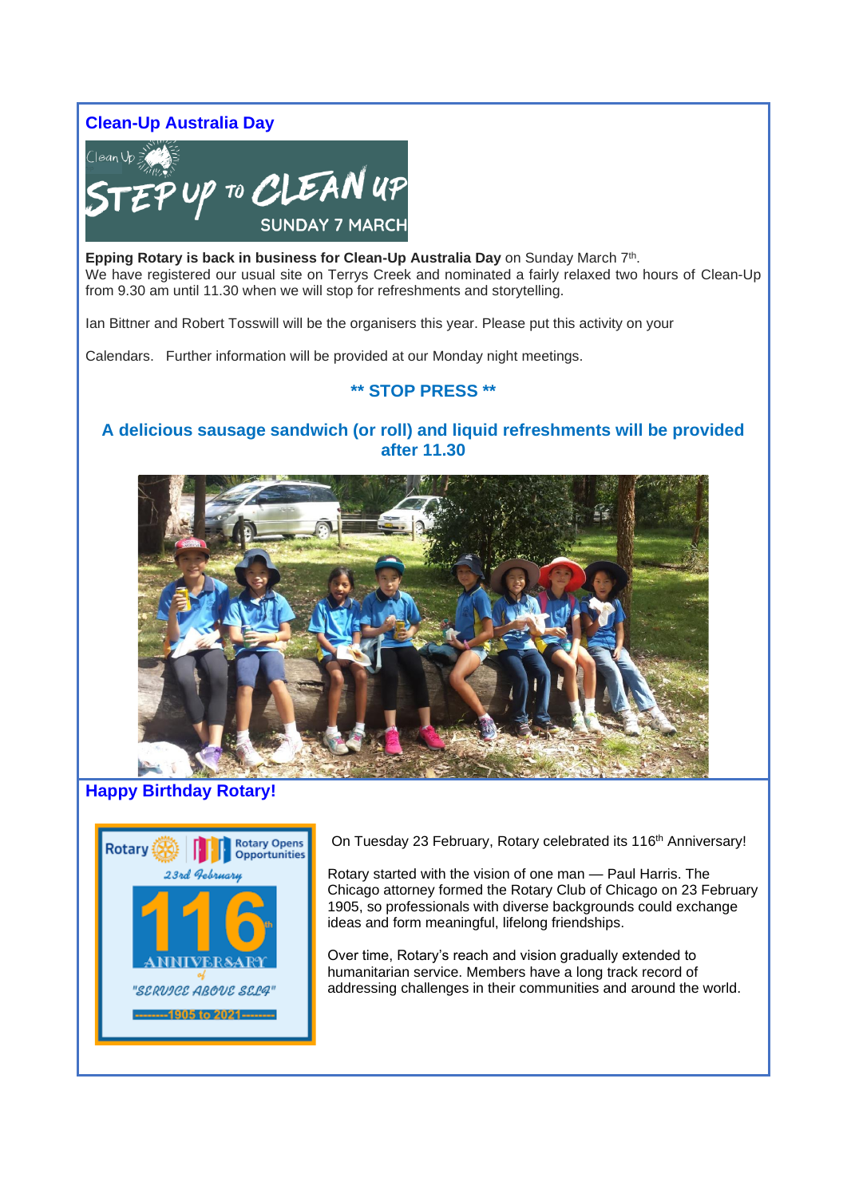## Clean-Up Australia Day

**Epping Rotary is back in business for Clean-Up Australia Day** on Sunday March 7th.
We have registered our usual site on Terrys Creek and nominated a fairly relaxed two hours of Clean-Up from 9.30 am until 11.30 when we will stop for refreshments and storytelling.

Ian Bittner and Robert Tosswill will be the organisers this year. Please put this activity on your

Calendars. Further information will be provided at our Monday night meetings.

### ** STOP PRESS **

### A delicious sausage sandwich (or roll) and liquid refreshments will be provided after 11.30

## Happy Birthday Rotary!

On Tuesday 23 February, Rotary celebrated its 116th Anniversary!

Rotary started with the vision of one man — Paul Harris. The Chicago attorney formed the Rotary Club of Chicago on 23 February 1905, so professionals with diverse backgrounds could exchange ideas and form meaningful, lifelong friendships.

Over time, Rotary's reach and vision gradually extended to humanitarian service. Members have a long track record of addressing challenges in their communities and around the world.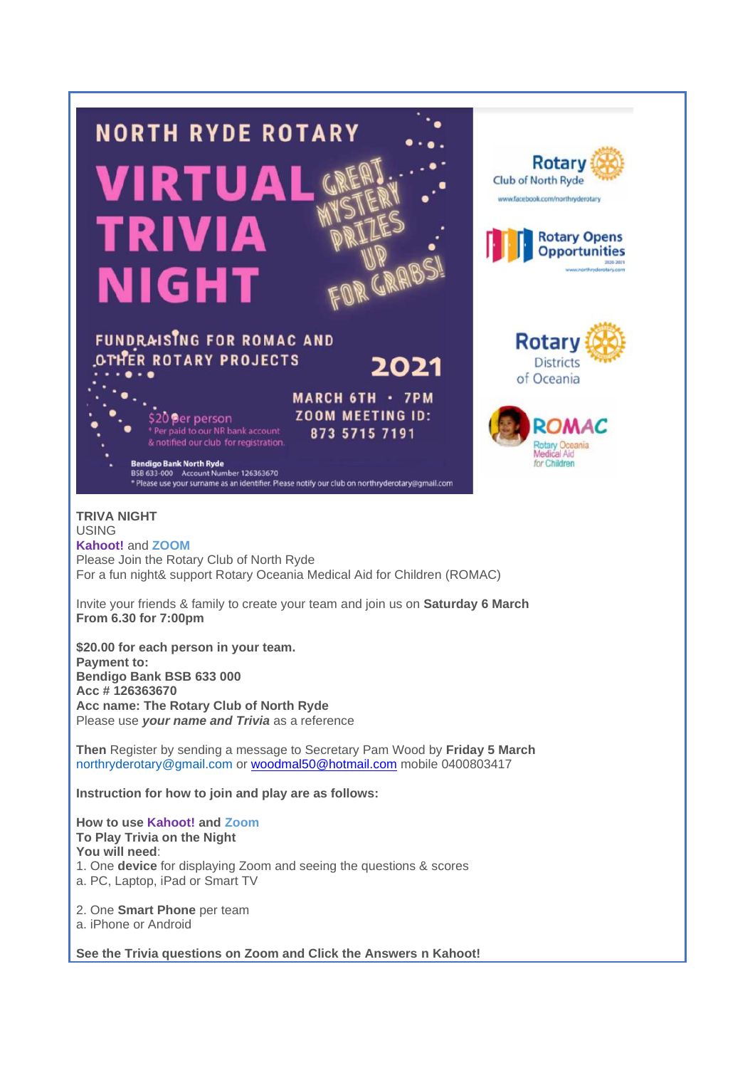NORTH RYDE ROTARY

# VIRTUAL TRIVIA NIGHT

GREAT MYSTERY PRIZES UP FOR GRABS!

FUNDRAISING FOR ROMAC AND OTHER ROTARY PROJECTS

2021

MARCH 6TH • 7PM
ZOOM MEETING ID: 873 5715 7191

$20 per person
* Per paid to our NR bank account & notified our club for registration.

**Bendigo Bank North Ryde**
BSB 633-000 Account Number 126363670
* Please use your surname as an identifier. Please notify our club on northrydero tary@gmail.com

Rotary Club of North Ryde
www.facebook.com/northrydero tary

Rotary Opens Opportunities

Rotary Districts of Oceania

ROMAC Rotary Oceania Medical Aid for Children

**TRIVA NIGHT**
USING
**Kahoot!** and **ZOOM**
Please Join the Rotary Club of North Ryde
For a fun night& support Rotary Oceania Medical Aid for Children (ROMAC)

Invite your friends & family to create your team and join us on **Saturday 6 March From 6.30 for 7:00pm**

**$20.00 for each person in your team.**
**Payment to:**
**Bendigo Bank BSB 633 000**
**Acc # 126363670**
**Acc name: The Rotary Club of North Ryde**
Please use ***your name and Trivia*** as a reference

**Then** Register by sending a message to Secretary Pam Wood by **Friday 5 March** northrydero tary@gmail.com or woodmal50@hotmail.com mobile 0400803417

**Instruction for how to join and play are as follows:**

**How to use Kahoot! and Zoom**
**To Play Trivia on the Night**
**You will need**:
1. One **device** for displaying Zoom and seeing the questions & scores
a. PC, Laptop, iPad or Smart TV

2. One **Smart Phone** per team
a. iPhone or Android

**See the Trivia questions on Zoom and Click the Answers n Kahoot!**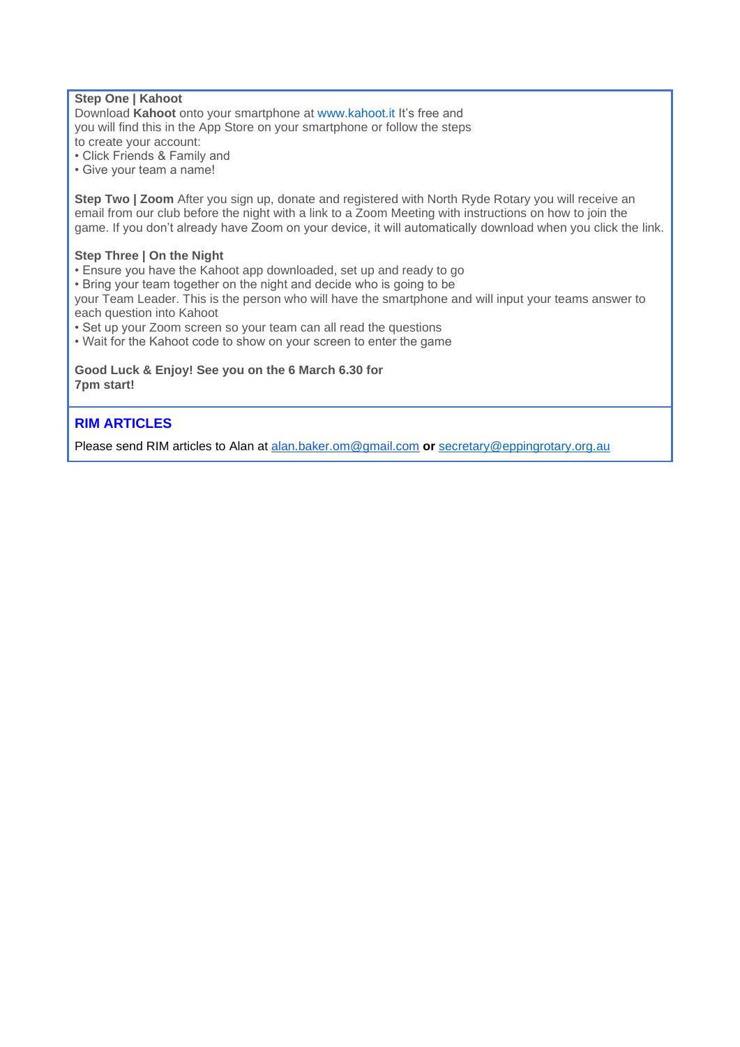**Step One | Kahoot**
Download **Kahoot** onto your smartphone at www.kahoot.it It's free and you will find this in the App Store on your smartphone or follow the steps to create your account:

- Click Friends & Family and
- Give your team a name!

**Step Two | Zoom** After you sign up, donate and registered with North Ryde Rotary you will receive an email from our club before the night with a link to a Zoom Meeting with instructions on how to join the game. If you don't already have Zoom on your device, it will automatically download when you click the link.

**Step Three | On the Night**

- Ensure you have the Kahoot app downloaded, set up and ready to go
- Bring your team together on the night and decide who is going to be your Team Leader. This is the person who will have the smartphone and will input your teams answer to each question into Kahoot
- Set up your Zoom screen so your team can all read the questions
- Wait for the Kahoot code to show on your screen to enter the game

**Good Luck & Enjoy! See you on the 6 March 6.30 for 7pm start!**

## RIM ARTICLES

Please send RIM articles to Alan at alan.baker.om@gmail.com **or** secretary@eppingrotary.org.au